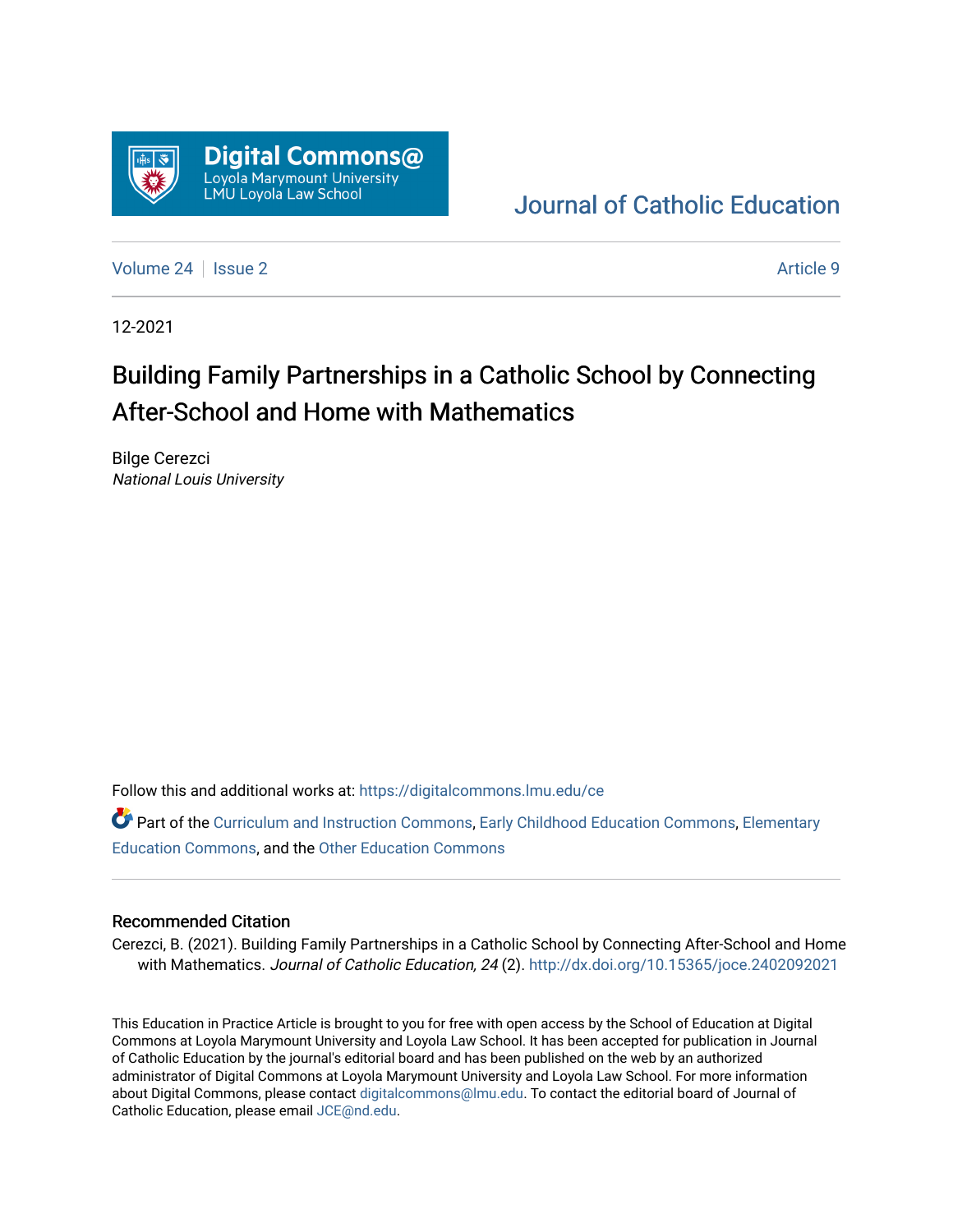Digital Commons@
Loyola Marymount University
LMU Loyola Law School

Journal of Catholic Education

Volume 24 | Issue 2 — Article 9

12-2021

# Building Family Partnerships in a Catholic School by Connecting After-School and Home with Mathematics

Bilge Cerezci
*National Louis University*

Follow this and additional works at: https://digitalcommons.lmu.edu/ce

Part of the Curriculum and Instruction Commons, Early Childhood Education Commons, Elementary Education Commons, and the Other Education Commons

## Recommended Citation

Cerezci, B. (2021). Building Family Partnerships in a Catholic School by Connecting After-School and Home with Mathematics. *Journal of Catholic Education, 24* (2). http://dx.doi.org/10.15365/joce.2402092021

This Education in Practice Article is brought to you for free with open access by the School of Education at Digital Commons at Loyola Marymount University and Loyola Law School. It has been accepted for publication in Journal of Catholic Education by the journal's editorial board and has been published on the web by an authorized administrator of Digital Commons at Loyola Marymount University and Loyola Law School. For more information about Digital Commons, please contact digitalcommons@lmu.edu. To contact the editorial board of Journal of Catholic Education, please email JCE@nd.edu.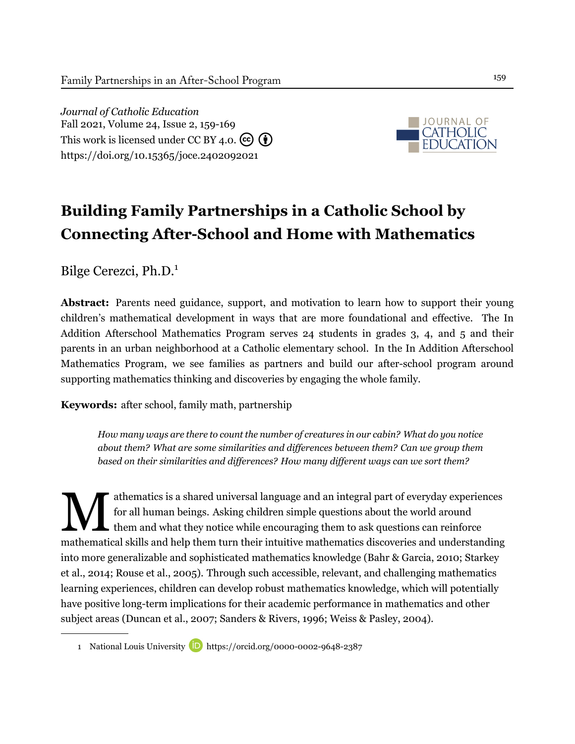*Journal of Catholic Education*
Fall 2021, Volume 24, Issue 2, 159-169
This work is licensed under CC BY 4.0.
https://doi.org/10.15365/joce.2402092021

# Building Family Partnerships in a Catholic School by Connecting After-School and Home with Mathematics

Bilge Cerezci, Ph.D.[1]

**Abstract:** Parents need guidance, support, and motivation to learn how to support their young children's mathematical development in ways that are more foundational and effective. The In Addition Afterschool Mathematics Program serves 24 students in grades 3, 4, and 5 and their parents in an urban neighborhood at a Catholic elementary school. In the In Addition Afterschool Mathematics Program, we see families as partners and build our after-school program around supporting mathematics thinking and discoveries by engaging the whole family.

**Keywords:** after school, family math, partnership

> *How many ways are there to count the number of creatures in our cabin? What do you notice about them? What are some similarities and differences between them? Can we group them based on their similarities and differences? How many different ways can we sort them?*

Mathematics is a shared universal language and an integral part of everyday experiences for all human beings. Asking children simple questions about the world around them and what they notice while encouraging them to ask questions can reinforce mathematical skills and help them turn their intuitive mathematics discoveries and understanding into more generalizable and sophisticated mathematics knowledge (Bahr & Garcia, 2010; Starkey et al., 2014; Rouse et al., 2005). Through such accessible, relevant, and challenging mathematics learning experiences, children can develop robust mathematics knowledge, which will potentially have positive long-term implications for their academic performance in mathematics and other subject areas (Duncan et al., 2007; Sanders & Rivers, 1996; Weiss & Pasley, 2004).

---

1 National Louis University https://orcid.org/0000-0002-9648-2387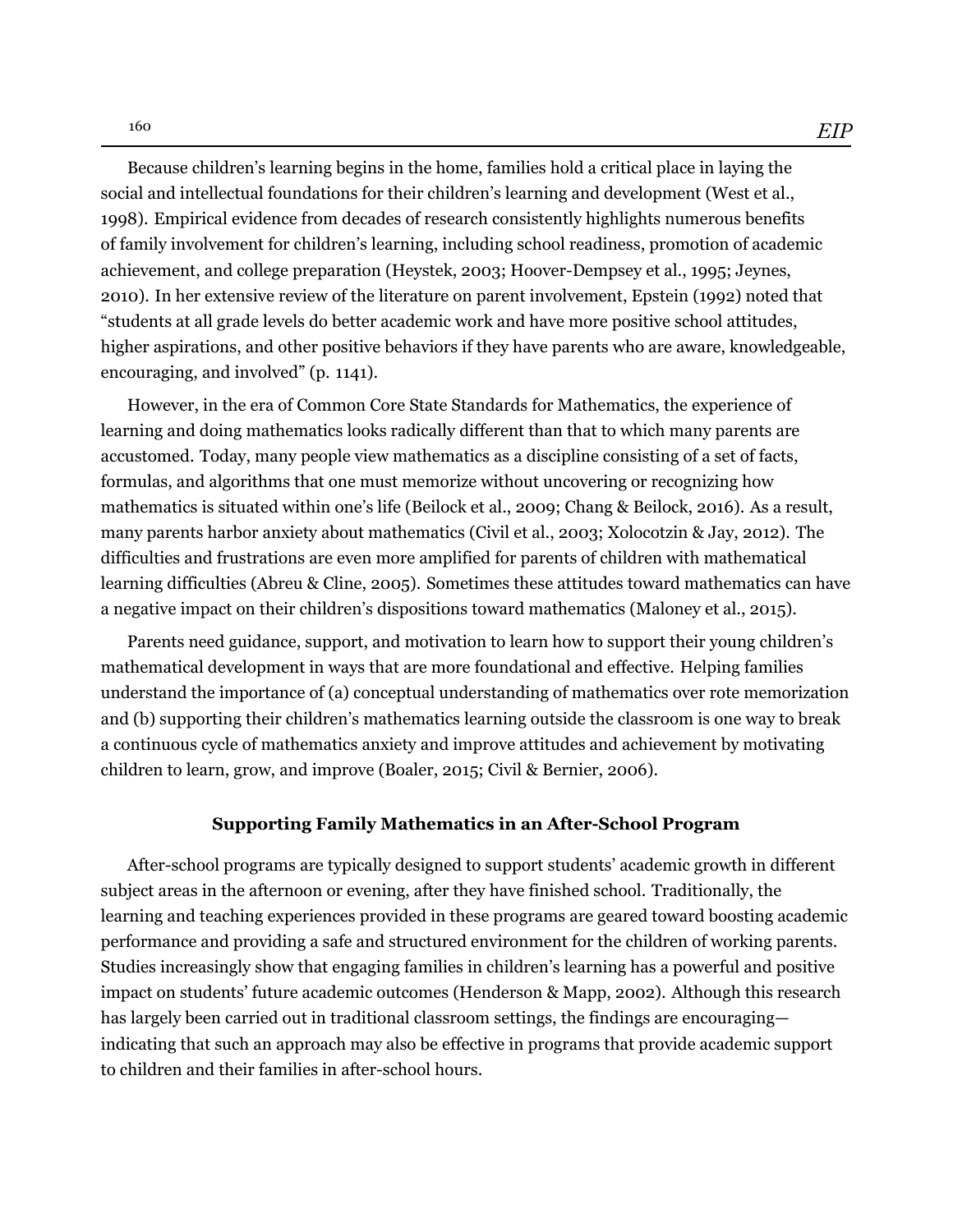Because children's learning begins in the home, families hold a critical place in laying the social and intellectual foundations for their children's learning and development (West et al., 1998). Empirical evidence from decades of research consistently highlights numerous benefits of family involvement for children's learning, including school readiness, promotion of academic achievement, and college preparation (Heystek, 2003; Hoover-Dempsey et al., 1995; Jeynes, 2010). In her extensive review of the literature on parent involvement, Epstein (1992) noted that "students at all grade levels do better academic work and have more positive school attitudes, higher aspirations, and other positive behaviors if they have parents who are aware, knowledgeable, encouraging, and involved" (p. 1141).

However, in the era of Common Core State Standards for Mathematics, the experience of learning and doing mathematics looks radically different than that to which many parents are accustomed. Today, many people view mathematics as a discipline consisting of a set of facts, formulas, and algorithms that one must memorize without uncovering or recognizing how mathematics is situated within one's life (Beilock et al., 2009; Chang & Beilock, 2016). As a result, many parents harbor anxiety about mathematics (Civil et al., 2003; Xolocotzin & Jay, 2012). The difficulties and frustrations are even more amplified for parents of children with mathematical learning difficulties (Abreu & Cline, 2005). Sometimes these attitudes toward mathematics can have a negative impact on their children's dispositions toward mathematics (Maloney et al., 2015).

Parents need guidance, support, and motivation to learn how to support their young children's mathematical development in ways that are more foundational and effective. Helping families understand the importance of (a) conceptual understanding of mathematics over rote memorization and (b) supporting their children's mathematics learning outside the classroom is one way to break a continuous cycle of mathematics anxiety and improve attitudes and achievement by motivating children to learn, grow, and improve (Boaler, 2015; Civil & Bernier, 2006).

## Supporting Family Mathematics in an After-School Program

After-school programs are typically designed to support students' academic growth in different subject areas in the afternoon or evening, after they have finished school. Traditionally, the learning and teaching experiences provided in these programs are geared toward boosting academic performance and providing a safe and structured environment for the children of working parents. Studies increasingly show that engaging families in children's learning has a powerful and positive impact on students' future academic outcomes (Henderson & Mapp, 2002). Although this research has largely been carried out in traditional classroom settings, the findings are encouraging—indicating that such an approach may also be effective in programs that provide academic support to children and their families in after-school hours.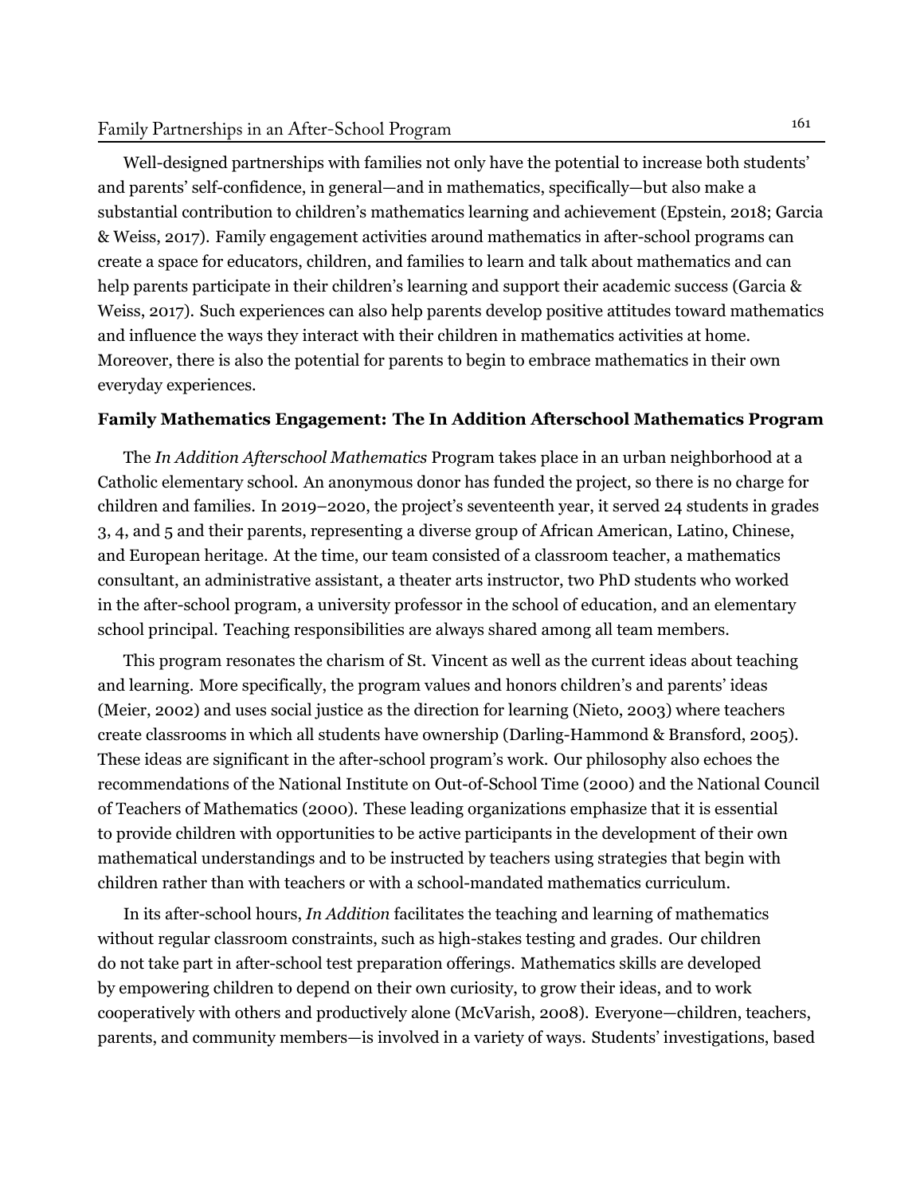Well-designed partnerships with families not only have the potential to increase both students' and parents' self-confidence, in general—and in mathematics, specifically—but also make a substantial contribution to children's mathematics learning and achievement (Epstein, 2018; Garcia & Weiss, 2017). Family engagement activities around mathematics in after-school programs can create a space for educators, children, and families to learn and talk about mathematics and can help parents participate in their children's learning and support their academic success (Garcia & Weiss, 2017). Such experiences can also help parents develop positive attitudes toward mathematics and influence the ways they interact with their children in mathematics activities at home. Moreover, there is also the potential for parents to begin to embrace mathematics in their own everyday experiences.

## Family Mathematics Engagement: The In Addition Afterschool Mathematics Program

The *In Addition Afterschool Mathematics* Program takes place in an urban neighborhood at a Catholic elementary school. An anonymous donor has funded the project, so there is no charge for children and families. In 2019–2020, the project's seventeenth year, it served 24 students in grades 3, 4, and 5 and their parents, representing a diverse group of African American, Latino, Chinese, and European heritage. At the time, our team consisted of a classroom teacher, a mathematics consultant, an administrative assistant, a theater arts instructor, two PhD students who worked in the after-school program, a university professor in the school of education, and an elementary school principal. Teaching responsibilities are always shared among all team members.

This program resonates the charism of St. Vincent as well as the current ideas about teaching and learning. More specifically, the program values and honors children's and parents' ideas (Meier, 2002) and uses social justice as the direction for learning (Nieto, 2003) where teachers create classrooms in which all students have ownership (Darling-Hammond & Bransford, 2005). These ideas are significant in the after-school program's work. Our philosophy also echoes the recommendations of the National Institute on Out-of-School Time (2000) and the National Council of Teachers of Mathematics (2000). These leading organizations emphasize that it is essential to provide children with opportunities to be active participants in the development of their own mathematical understandings and to be instructed by teachers using strategies that begin with children rather than with teachers or with a school-mandated mathematics curriculum.

In its after-school hours, *In Addition* facilitates the teaching and learning of mathematics without regular classroom constraints, such as high-stakes testing and grades. Our children do not take part in after-school test preparation offerings. Mathematics skills are developed by empowering children to depend on their own curiosity, to grow their ideas, and to work cooperatively with others and productively alone (McVarish, 2008). Everyone—children, teachers, parents, and community members—is involved in a variety of ways. Students' investigations, based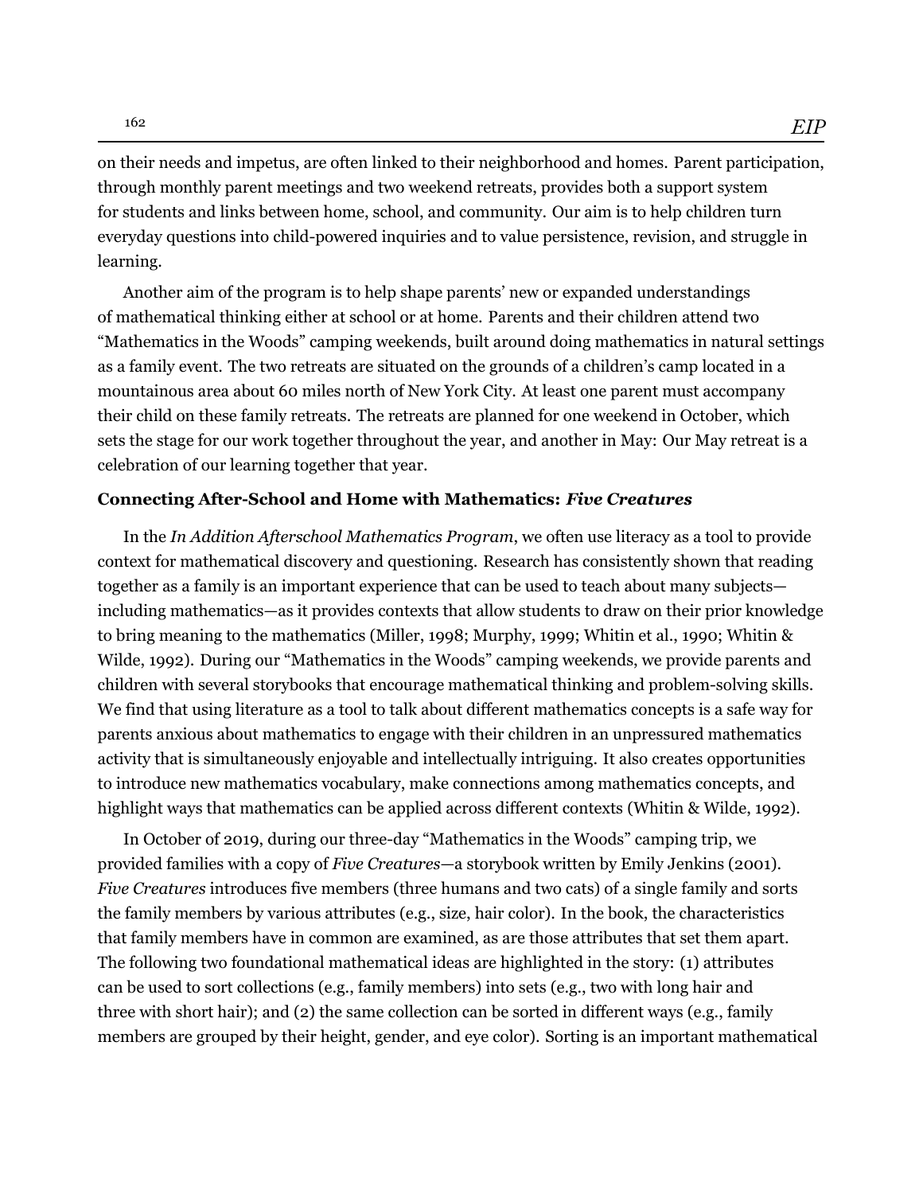on their needs and impetus, are often linked to their neighborhood and homes. Parent participation, through monthly parent meetings and two weekend retreats, provides both a support system for students and links between home, school, and community. Our aim is to help children turn everyday questions into child-powered inquiries and to value persistence, revision, and struggle in learning.

Another aim of the program is to help shape parents' new or expanded understandings of mathematical thinking either at school or at home. Parents and their children attend two "Mathematics in the Woods" camping weekends, built around doing mathematics in natural settings as a family event. The two retreats are situated on the grounds of a children's camp located in a mountainous area about 60 miles north of New York City. At least one parent must accompany their child on these family retreats. The retreats are planned for one weekend in October, which sets the stage for our work together throughout the year, and another in May: Our May retreat is a celebration of our learning together that year.

### Connecting After-School and Home with Mathematics: *Five Creatures*

In the *In Addition Afterschool Mathematics Program*, we often use literacy as a tool to provide context for mathematical discovery and questioning. Research has consistently shown that reading together as a family is an important experience that can be used to teach about many subjects—including mathematics—as it provides contexts that allow students to draw on their prior knowledge to bring meaning to the mathematics (Miller, 1998; Murphy, 1999; Whitin et al., 1990; Whitin & Wilde, 1992). During our "Mathematics in the Woods" camping weekends, we provide parents and children with several storybooks that encourage mathematical thinking and problem-solving skills. We find that using literature as a tool to talk about different mathematics concepts is a safe way for parents anxious about mathematics to engage with their children in an unpressured mathematics activity that is simultaneously enjoyable and intellectually intriguing. It also creates opportunities to introduce new mathematics vocabulary, make connections among mathematics concepts, and highlight ways that mathematics can be applied across different contexts (Whitin & Wilde, 1992).

In October of 2019, during our three-day "Mathematics in the Woods" camping trip, we provided families with a copy of *Five Creatures*—a storybook written by Emily Jenkins (2001). *Five Creatures* introduces five members (three humans and two cats) of a single family and sorts the family members by various attributes (e.g., size, hair color). In the book, the characteristics that family members have in common are examined, as are those attributes that set them apart. The following two foundational mathematical ideas are highlighted in the story: (1) attributes can be used to sort collections (e.g., family members) into sets (e.g., two with long hair and three with short hair); and (2) the same collection can be sorted in different ways (e.g., family members are grouped by their height, gender, and eye color). Sorting is an important mathematical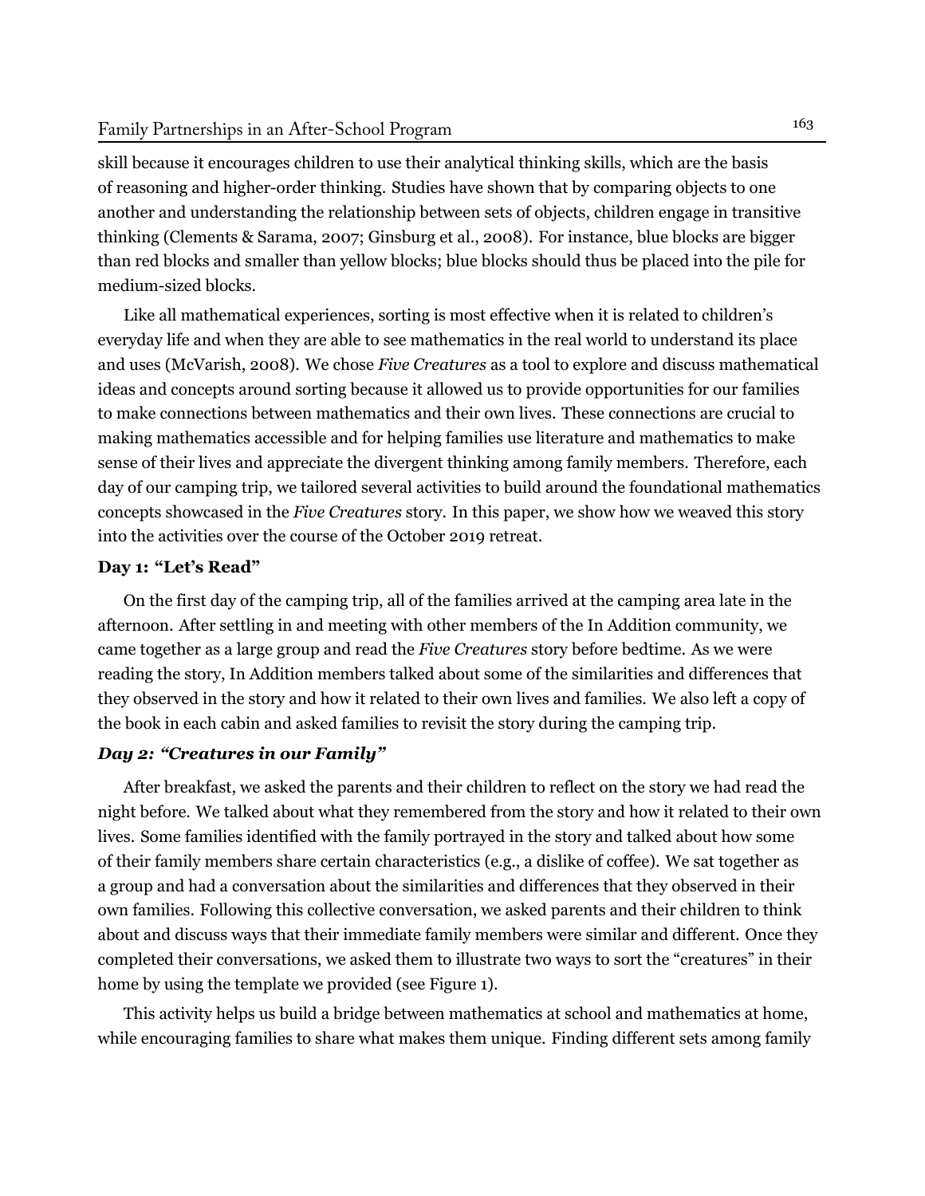skill because it encourages children to use their analytical thinking skills, which are the basis of reasoning and higher-order thinking. Studies have shown that by comparing objects to one another and understanding the relationship between sets of objects, children engage in transitive thinking (Clements & Sarama, 2007; Ginsburg et al., 2008). For instance, blue blocks are bigger than red blocks and smaller than yellow blocks; blue blocks should thus be placed into the pile for medium-sized blocks.

Like all mathematical experiences, sorting is most effective when it is related to children's everyday life and when they are able to see mathematics in the real world to understand its place and uses (McVarish, 2008). We chose *Five Creatures* as a tool to explore and discuss mathematical ideas and concepts around sorting because it allowed us to provide opportunities for our families to make connections between mathematics and their own lives. These connections are crucial to making mathematics accessible and for helping families use literature and mathematics to make sense of their lives and appreciate the divergent thinking among family members. Therefore, each day of our camping trip, we tailored several activities to build around the foundational mathematics concepts showcased in the *Five Creatures* story. In this paper, we show how we weaved this story into the activities over the course of the October 2019 retreat.

### Day 1: "Let's Read"

On the first day of the camping trip, all of the families arrived at the camping area late in the afternoon. After settling in and meeting with other members of the In Addition community, we came together as a large group and read the *Five Creatures* story before bedtime. As we were reading the story, In Addition members talked about some of the similarities and differences that they observed in the story and how it related to their own lives and families. We also left a copy of the book in each cabin and asked families to revisit the story during the camping trip.

### *Day 2: "Creatures in our Family"*

After breakfast, we asked the parents and their children to reflect on the story we had read the night before. We talked about what they remembered from the story and how it related to their own lives. Some families identified with the family portrayed in the story and talked about how some of their family members share certain characteristics (e.g., a dislike of coffee). We sat together as a group and had a conversation about the similarities and differences that they observed in their own families. Following this collective conversation, we asked parents and their children to think about and discuss ways that their immediate family members were similar and different. Once they completed their conversations, we asked them to illustrate two ways to sort the "creatures" in their home by using the template we provided (see Figure 1).

This activity helps us build a bridge between mathematics at school and mathematics at home, while encouraging families to share what makes them unique. Finding different sets among family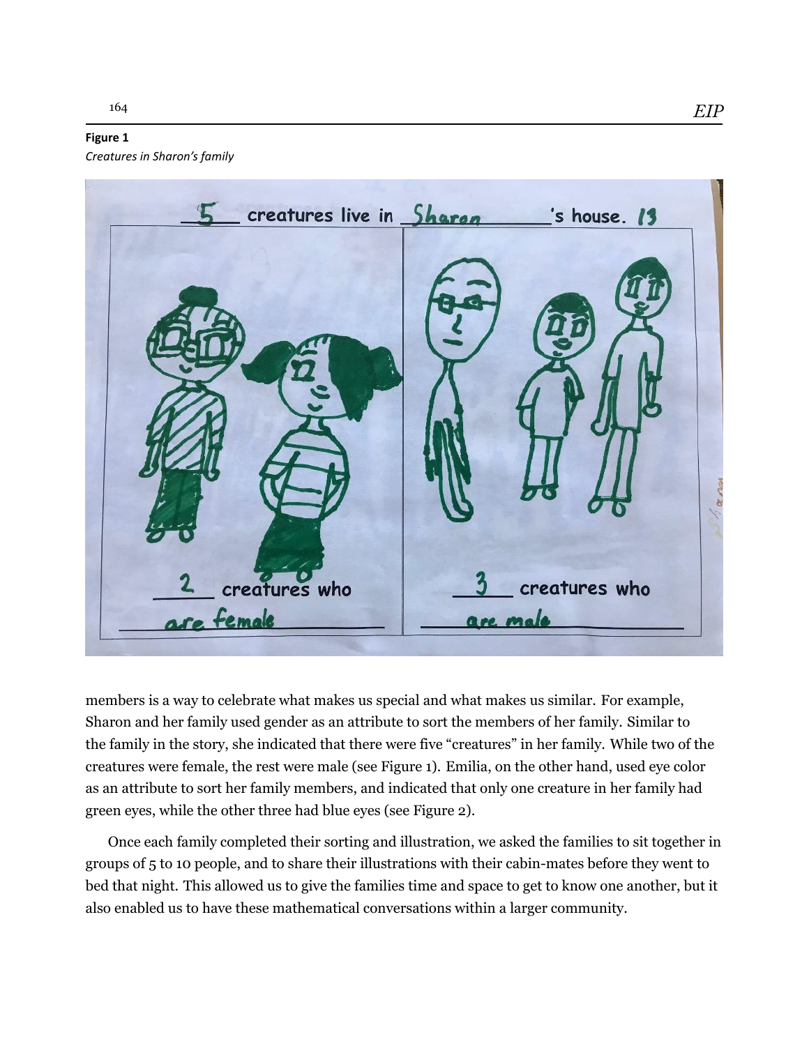**Figure 1**

*Creatures in Sharon's family*

members is a way to celebrate what makes us special and what makes us similar. For example, Sharon and her family used gender as an attribute to sort the members of her family. Similar to the family in the story, she indicated that there were five "creatures" in her family. While two of the creatures were female, the rest were male (see Figure 1). Emilia, on the other hand, used eye color as an attribute to sort her family members, and indicated that only one creature in her family had green eyes, while the other three had blue eyes (see Figure 2).

Once each family completed their sorting and illustration, we asked the families to sit together in groups of 5 to 10 people, and to share their illustrations with their cabin-mates before they went to bed that night. This allowed us to give the families time and space to get to know one another, but it also enabled us to have these mathematical conversations within a larger community.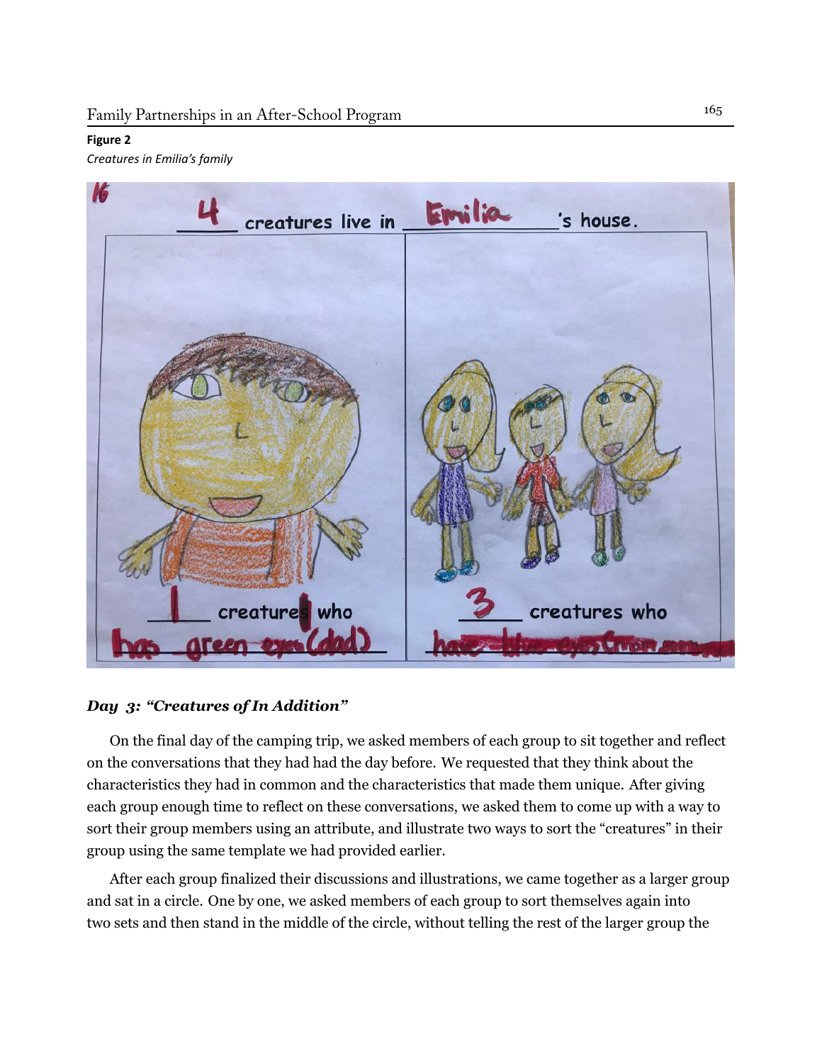**Figure 2**

*Creatures in Emilia's family*

### *Day 3: "Creatures of In Addition"*

On the final day of the camping trip, we asked members of each group to sit together and reflect on the conversations that they had had the day before. We requested that they think about the characteristics they had in common and the characteristics that made them unique. After giving each group enough time to reflect on these conversations, we asked them to come up with a way to sort their group members using an attribute, and illustrate two ways to sort the "creatures" in their group using the same template we had provided earlier.

After each group finalized their discussions and illustrations, we came together as a larger group and sat in a circle. One by one, we asked members of each group to sort themselves again into two sets and then stand in the middle of the circle, without telling the rest of the larger group the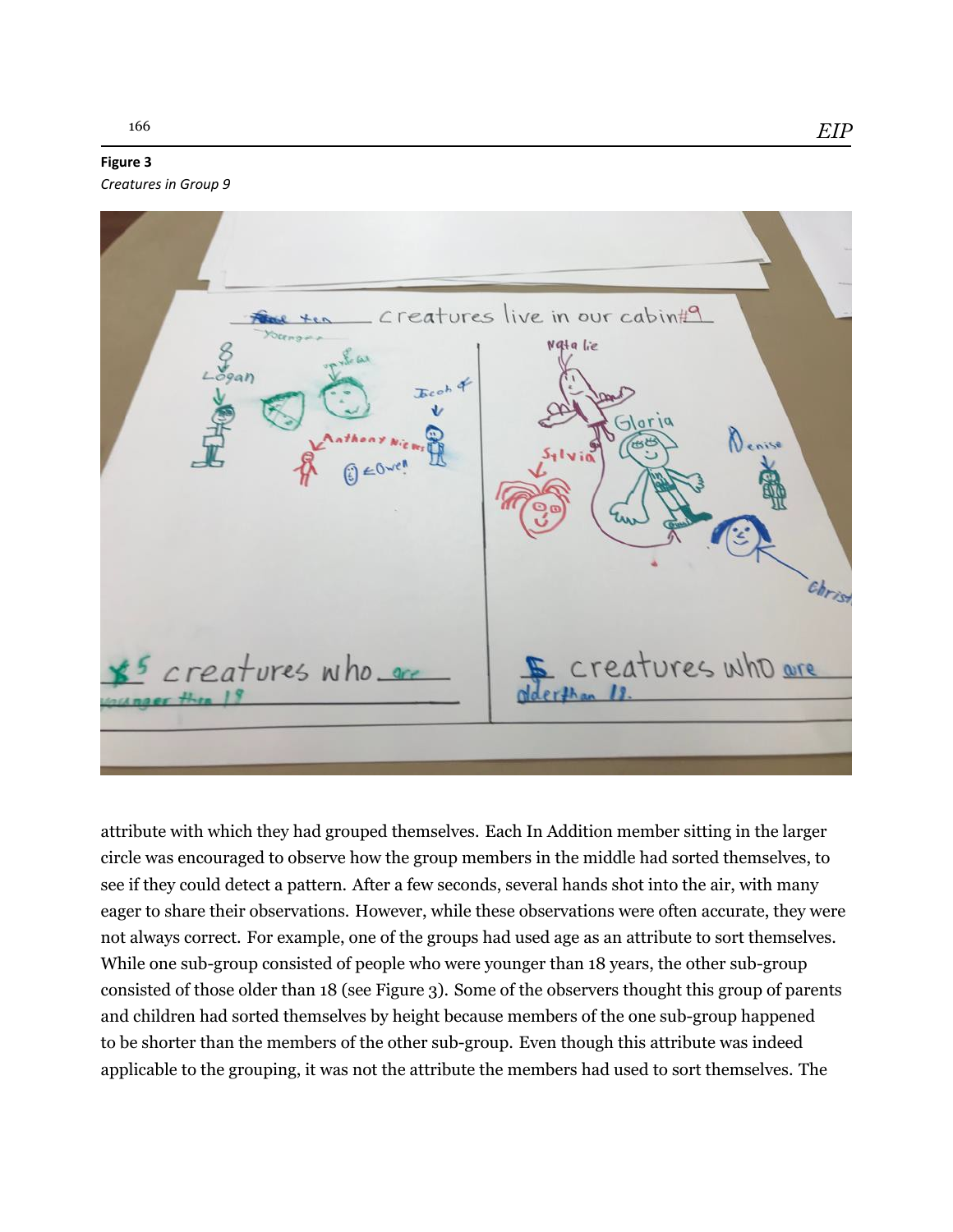**Figure 3**
*Creatures in Group 9*

attribute with which they had grouped themselves. Each In Addition member sitting in the larger circle was encouraged to observe how the group members in the middle had sorted themselves, to see if they could detect a pattern. After a few seconds, several hands shot into the air, with many eager to share their observations. However, while these observations were often accurate, they were not always correct. For example, one of the groups had used age as an attribute to sort themselves. While one sub-group consisted of people who were younger than 18 years, the other sub-group consisted of those older than 18 (see Figure 3). Some of the observers thought this group of parents and children had sorted themselves by height because members of the one sub-group happened to be shorter than the members of the other sub-group. Even though this attribute was indeed applicable to the grouping, it was not the attribute the members had used to sort themselves. The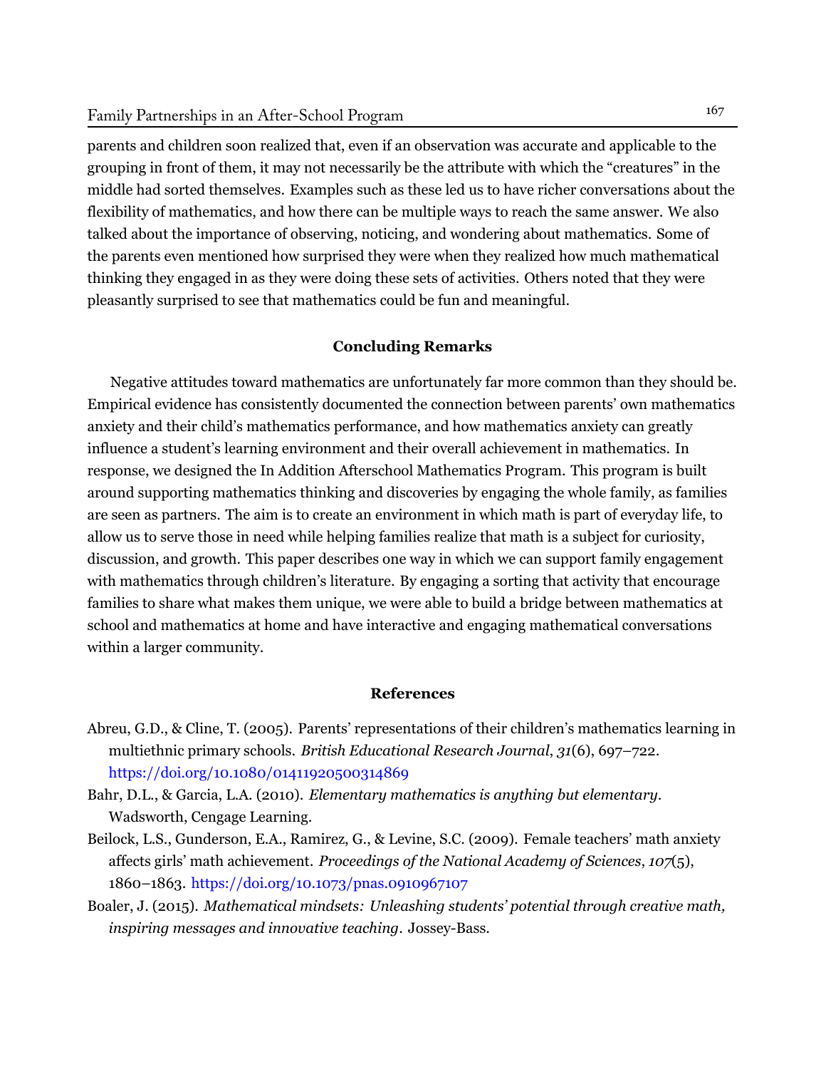parents and children soon realized that, even if an observation was accurate and applicable to the grouping in front of them, it may not necessarily be the attribute with which the "creatures" in the middle had sorted themselves. Examples such as these led us to have richer conversations about the flexibility of mathematics, and how there can be multiple ways to reach the same answer. We also talked about the importance of observing, noticing, and wondering about mathematics. Some of the parents even mentioned how surprised they were when they realized how much mathematical thinking they engaged in as they were doing these sets of activities. Others noted that they were pleasantly surprised to see that mathematics could be fun and meaningful.

## Concluding Remarks

Negative attitudes toward mathematics are unfortunately far more common than they should be. Empirical evidence has consistently documented the connection between parents' own mathematics anxiety and their child's mathematics performance, and how mathematics anxiety can greatly influence a student's learning environment and their overall achievement in mathematics. In response, we designed the In Addition Afterschool Mathematics Program. This program is built around supporting mathematics thinking and discoveries by engaging the whole family, as families are seen as partners. The aim is to create an environment in which math is part of everyday life, to allow us to serve those in need while helping families realize that math is a subject for curiosity, discussion, and growth. This paper describes one way in which we can support family engagement with mathematics through children's literature. By engaging a sorting that activity that encourage families to share what makes them unique, we were able to build a bridge between mathematics at school and mathematics at home and have interactive and engaging mathematical conversations within a larger community.

## References

Abreu, G.D., & Cline, T. (2005). Parents' representations of their children's mathematics learning in multiethnic primary schools. *British Educational Research Journal*, *31*(6), 697–722. https://doi.org/10.1080/01411920500314869

Bahr, D.L., & Garcia, L.A. (2010). *Elementary mathematics is anything but elementary*. Wadsworth, Cengage Learning.

Beilock, L.S., Gunderson, E.A., Ramirez, G., & Levine, S.C. (2009). Female teachers' math anxiety affects girls' math achievement. *Proceedings of the National Academy of Sciences*, *107*(5), 1860–1863. https://doi.org/10.1073/pnas.0910967107

Boaler, J. (2015). *Mathematical mindsets: Unleashing students' potential through creative math, inspiring messages and innovative teaching*. Jossey-Bass.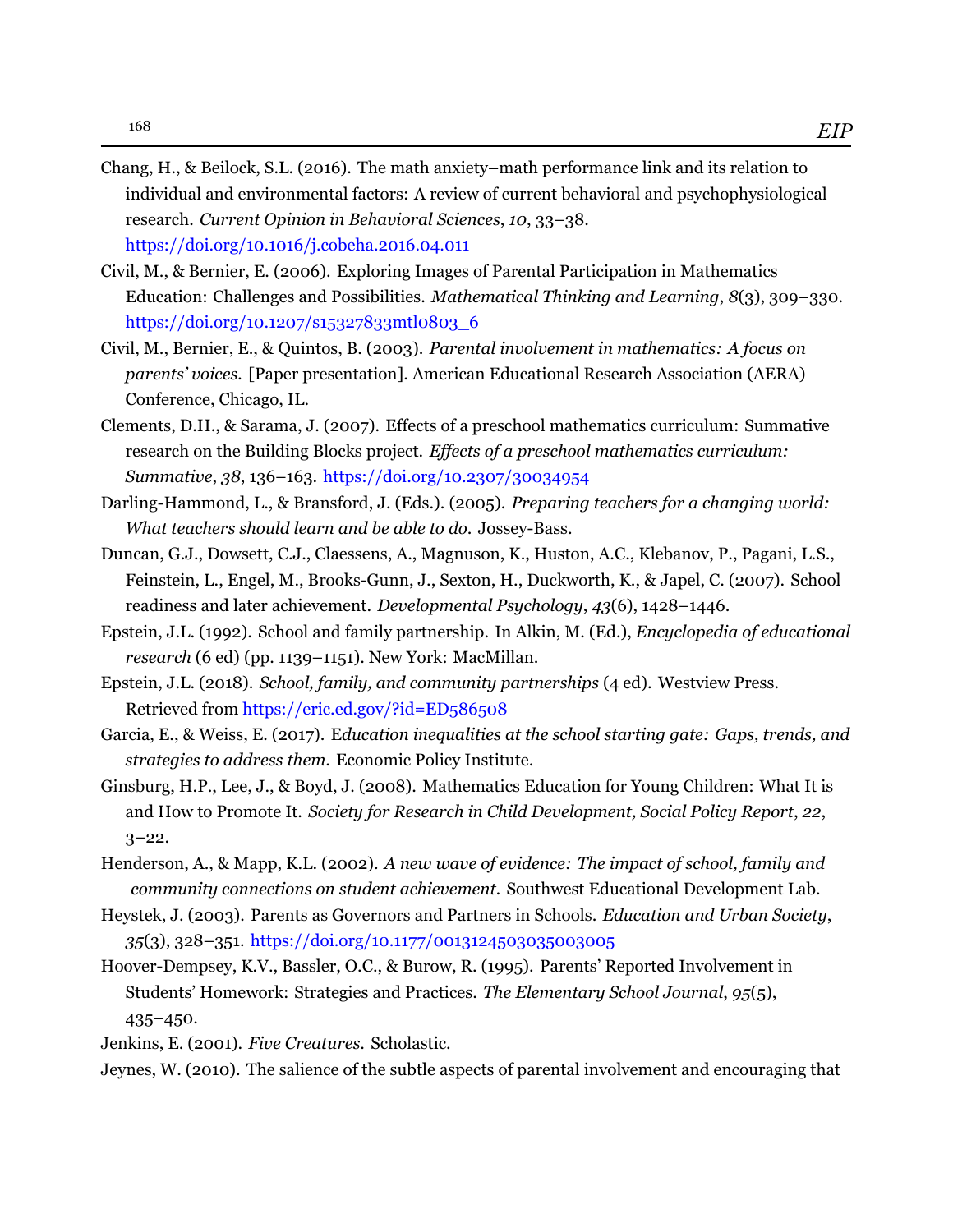Chang, H., & Beilock, S.L. (2016). The math anxiety–math performance link and its relation to individual and environmental factors: A review of current behavioral and psychophysiological research. *Current Opinion in Behavioral Sciences*, *10*, 33–38. https://doi.org/10.1016/j.cobeha.2016.04.011

Civil, M., & Bernier, E. (2006). Exploring Images of Parental Participation in Mathematics Education: Challenges and Possibilities. *Mathematical Thinking and Learning*, *8*(3), 309–330. https://doi.org/10.1207/s15327833mtl0803_6

Civil, M., Bernier, E., & Quintos, B. (2003). *Parental involvement in mathematics: A focus on parents' voices.* [Paper presentation]. American Educational Research Association (AERA) Conference, Chicago, IL.

Clements, D.H., & Sarama, J. (2007). Effects of a preschool mathematics curriculum: Summative research on the Building Blocks project. *Effects of a preschool mathematics curriculum: Summative*, *38*, 136–163. https://doi.org/10.2307/30034954

Darling-Hammond, L., & Bransford, J. (Eds.). (2005). *Preparing teachers for a changing world: What teachers should learn and be able to do.* Jossey-Bass.

Duncan, G.J., Dowsett, C.J., Claessens, A., Magnuson, K., Huston, A.C., Klebanov, P., Pagani, L.S., Feinstein, L., Engel, M., Brooks-Gunn, J., Sexton, H., Duckworth, K., & Japel, C. (2007). School readiness and later achievement. *Developmental Psychology*, *43*(6), 1428–1446.

Epstein, J.L. (1992). School and family partnership. In Alkin, M. (Ed.), *Encyclopedia of educational research* (6 ed) (pp. 1139–1151). New York: MacMillan.

Epstein, J.L. (2018). *School, family, and community partnerships* (4 ed). Westview Press. Retrieved from https://eric.ed.gov/?id=ED586508

Garcia, E., & Weiss, E. (2017). E*ducation inequalities at the school starting gate: Gaps, trends, and strategies to address them.* Economic Policy Institute.

Ginsburg, H.P., Lee, J., & Boyd, J. (2008). Mathematics Education for Young Children: What It is and How to Promote It. *Society for Research in Child Development, Social Policy Report*, *22*, 3–22.

Henderson, A., & Mapp, K.L. (2002). *A new wave of evidence: The impact of school, family and community connections on student achievement.* Southwest Educational Development Lab.

Heystek, J. (2003). Parents as Governors and Partners in Schools. *Education and Urban Society*, *35*(3), 328–351. https://doi.org/10.1177/0013124503035003005

Hoover-Dempsey, K.V., Bassler, O.C., & Burow, R. (1995). Parents' Reported Involvement in Students' Homework: Strategies and Practices. *The Elementary School Journal*, *95*(5), 435–450.

Jenkins, E. (2001). *Five Creatures.* Scholastic.

Jeynes, W. (2010). The salience of the subtle aspects of parental involvement and encouraging that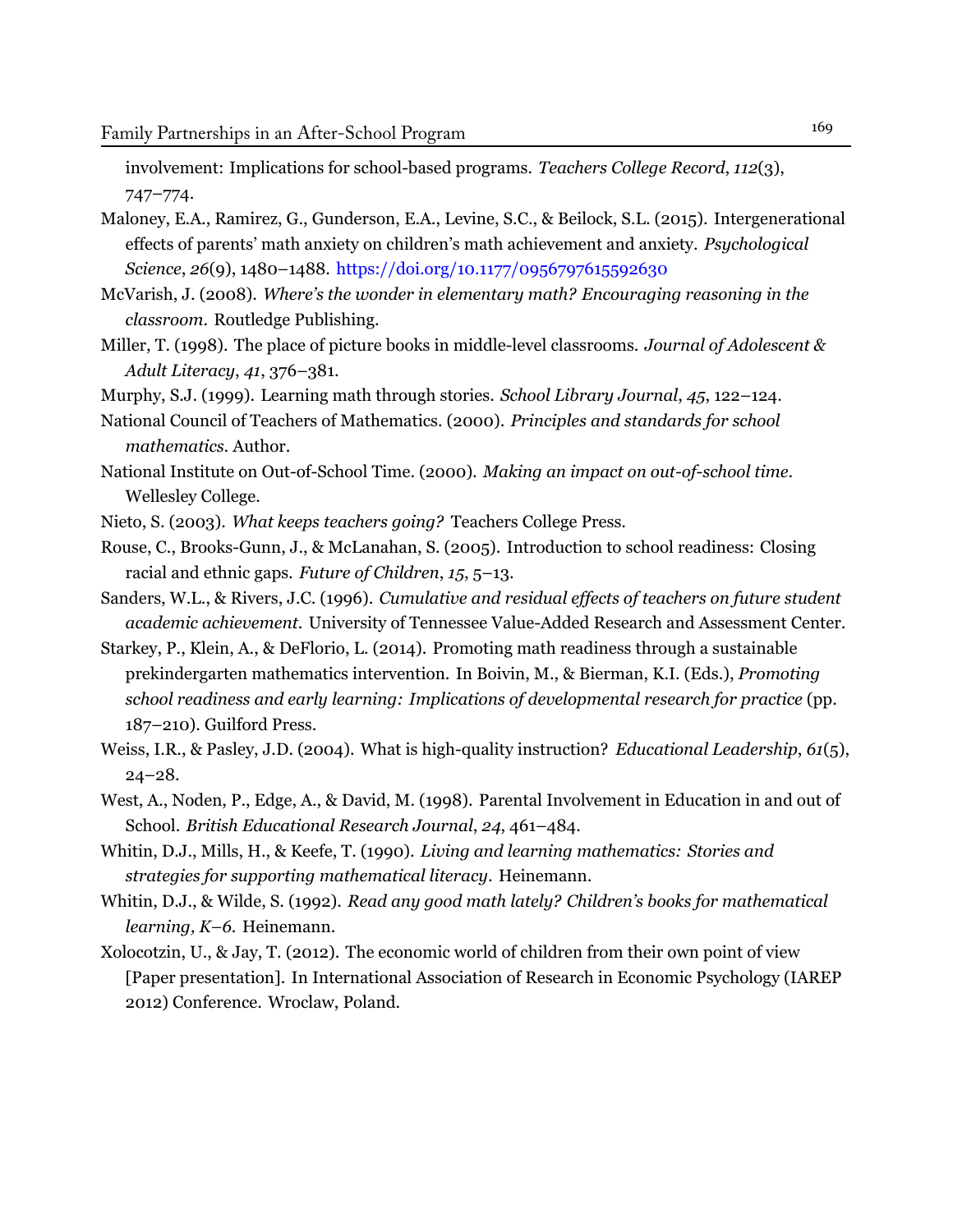involvement: Implications for school-based programs. *Teachers College Record*, *112*(3), 747–774.

Maloney, E.A., Ramirez, G., Gunderson, E.A., Levine, S.C., & Beilock, S.L. (2015). Intergenerational effects of parents' math anxiety on children's math achievement and anxiety. *Psychological Science*, *26*(9), 1480–1488. https://doi.org/10.1177/0956797615592630

McVarish, J. (2008). *Where's the wonder in elementary math? Encouraging reasoning in the classroom*. Routledge Publishing.

Miller, T. (1998). The place of picture books in middle-level classrooms. *Journal of Adolescent & Adult Literacy*, *41*, 376–381.

Murphy, S.J. (1999). Learning math through stories. *School Library Journal*, *45*, 122–124.

National Council of Teachers of Mathematics. (2000). *Principles and standards for school mathematics*. Author.

National Institute on Out-of-School Time. (2000). *Making an impact on out-of-school time*. Wellesley College.

Nieto, S. (2003). *What keeps teachers going?* Teachers College Press.

Rouse, C., Brooks-Gunn, J., & McLanahan, S. (2005). Introduction to school readiness: Closing racial and ethnic gaps. *Future of Children*, *15*, 5–13.

Sanders, W.L., & Rivers, J.C. (1996). *Cumulative and residual effects of teachers on future student academic achievement*. University of Tennessee Value-Added Research and Assessment Center.

Starkey, P., Klein, A., & DeFlorio, L. (2014). Promoting math readiness through a sustainable prekindergarten mathematics intervention. In Boivin, M., & Bierman, K.I. (Eds.), *Promoting school readiness and early learning: Implications of developmental research for practice* (pp. 187–210). Guilford Press.

Weiss, I.R., & Pasley, J.D. (2004). What is high-quality instruction? *Educational Leadership*, *61*(5), 24–28.

West, A., Noden, P., Edge, A., & David, M. (1998). Parental Involvement in Education in and out of School. *British Educational Research Journal*, *24*, 461–484.

Whitin, D.J., Mills, H., & Keefe, T. (1990). *Living and learning mathematics: Stories and strategies for supporting mathematical literacy*. Heinemann.

Whitin, D.J., & Wilde, S. (1992). *Read any good math lately? Children's books for mathematical learning, K–6*. Heinemann.

Xolocotzin, U., & Jay, T. (2012). The economic world of children from their own point of view [Paper presentation]. In International Association of Research in Economic Psychology (IAREP 2012) Conference. Wroclaw, Poland.